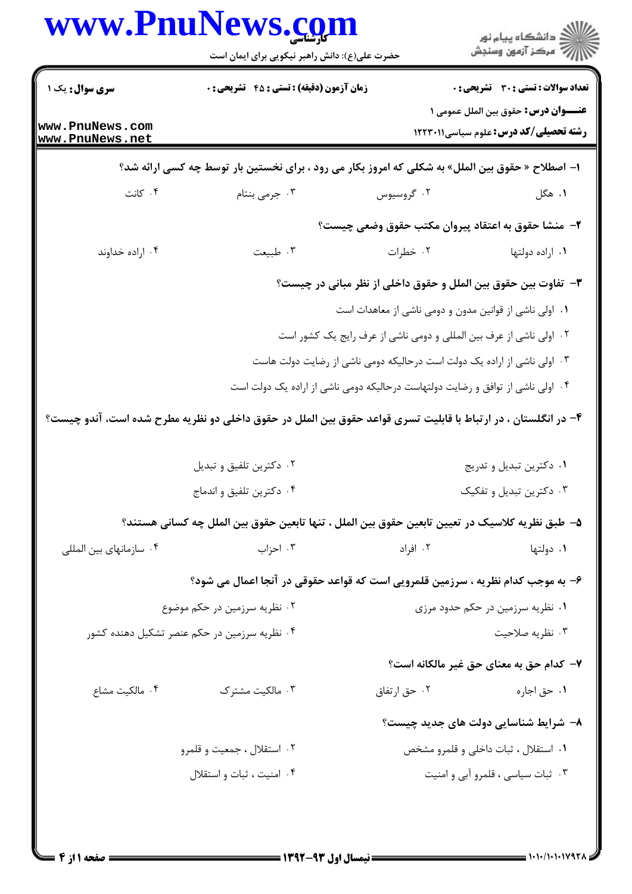**سری سوال:** یک ۱

**زمان آزمون (دقیقه) : تستی : ۴۵ تشریحی : ۰**

**تعداد سوالات : تستی : ۳۰ تشریحی : ۰**

**عنـــوان درس:** حقوق بین الملل عمومی ۱

**رشته تحصیلی/کد درس:** علوم سیاسی۱۲۲۳۰۱۱

**۱- اصطلاح « حقوق بین الملل» به شکلی که امروز بکار می رود ، برای نخستین بار توسط چه کسی ارائه شد؟**

۱. هگل
۲. گروسیوس
۳. جرمی بنتام
۴. کانت

**۲- منشا حقوق به اعتقاد پیروان مکتب حقوق وضعی چیست؟**

۱. اراده دولتها
۲. خطرات
۳. طبیعت
۴. اراده خداوند

**۳- تفاوت بین حقوق بین الملل و حقوق داخلی از نظر مبانی در چیست؟**

۱. اولی ناشی از قوانین مدون و دومی ناشی از معاهدات است
۲. اولی ناشی از عرف بین المللی و دومی ناشی از عرف رایج یک کشور است
۳. اولی ناشی از اراده یک دولت است درحالیکه دومی ناشی از رضایت دولت هاست
۴. اولی ناشی از توافق و رضایت دولتهاست درحالیکه دومی ناشی از اراده یک دولت است

**۴- در انگلستان ، در ارتباط با قابلیت تسری قواعد حقوق بین الملل در حقوق داخلی دو نظریه مطرح شده است، آندو چیست؟**

۱. دکترین تبدیل و تدریج
۲. دکترین تلفیق و تبدیل
۳. دکترین تبدیل و تفکیک
۴. دکترین تلفیق و اندماج

**۵- طبق نظریه کلاسیک در تعیین تابعین حقوق بین الملل ، تنها تابعین حقوق بین الملل چه کسانی هستند؟**

۱. دولتها
۲. افراد
۳. احزاب
۴. سازمانهای بین المللی

**۶- به موجب کدام نظریه ، سرزمین قلمرویی است که قواعد حقوقی در آنجا اعمال می شود؟**

۱. نظریه سرزمین در حکم حدود مرزی
۲. نظریه سرزمین در حکم موضوع
۳. نظریه صلاحیت
۴. نظریه سرزمین در حکم عنصر تشکیل دهنده کشور

**۷- کدام حق به معنای حق غیر مالکانه است؟**

۱. حق اجاره
۲. حق ارتفاق
۳. مالکیت مشترک
۴. مالکیت مشاع

**۸- شرایط شناسایی دولت های جدید چیست؟**

۱. استقلال ، ثبات داخلی و قلمرو مشخص
۲. استقلال ، جمعیت و قلمرو
۳. ثبات سیاسی ، قلمرو آبی و امنیت
۴. امنیت ، ثبات و استقلال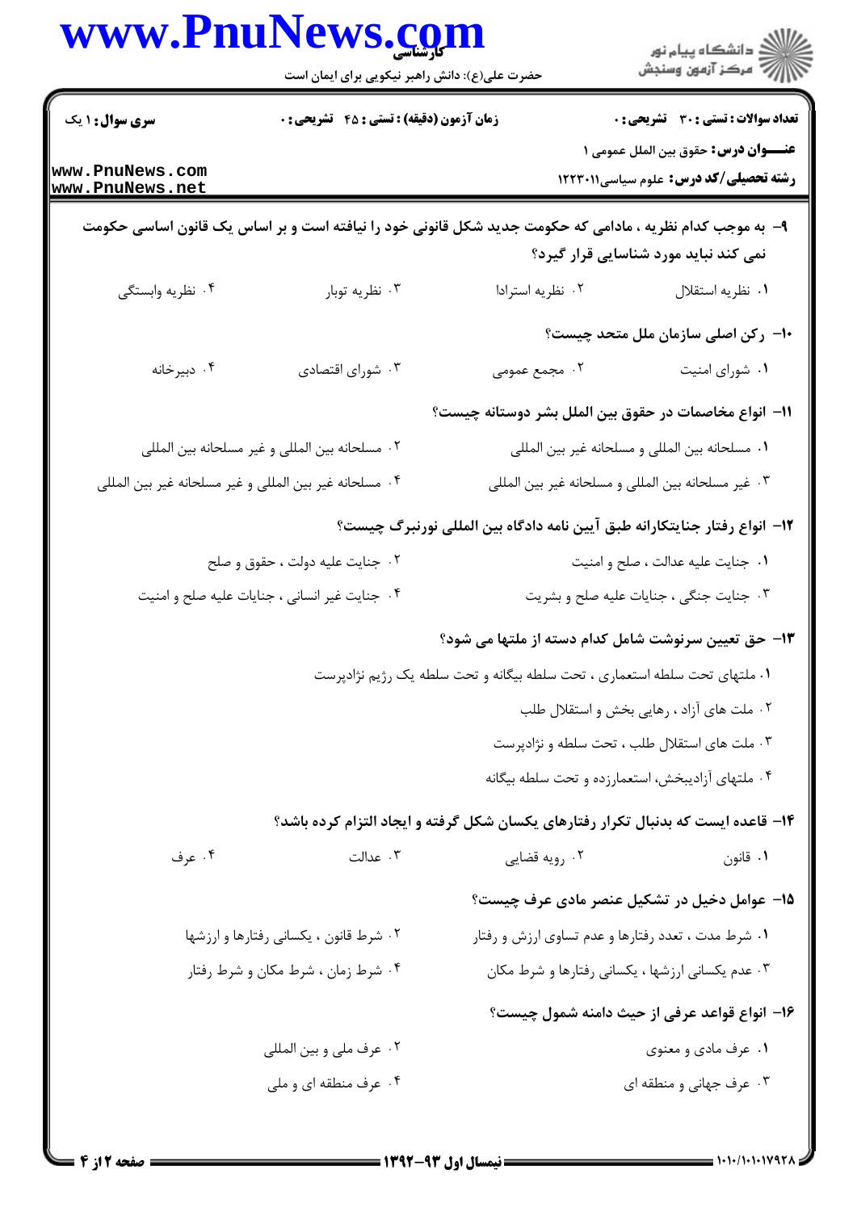۹- به موجب کدام نظریه ، مادامی که حکومت جدید شکل قانونی خود را نیافته است و بر اساس یک قانون اساسی حکومت نمی کند نباید مورد شناسایی قرار گیرد؟

۱. نظریه استقلال
۲. نظریه استرادا
۳. نظریه توبار
۴. نظریه وابستگی

۱۰- رکن اصلی سازمان ملل متحد چیست؟

۱. شورای امنیت
۲. مجمع عمومی
۳. شورای اقتصادی
۴. دبیرخانه

۱۱- انواع مخاصمات در حقوق بین الملل بشر دوستانه چیست؟

۱. مسلحانه بین المللی و مسلحانه غیر بین المللی
۲. مسلحانه بین المللی و غیر مسلحانه بین المللی
۳. غیر مسلحانه بین المللی و مسلحانه غیر بین المللی
۴. مسلحانه غیر بین المللی و غیر مسلحانه غیر بین المللی

۱۲- انواع رفتار جنایتکارانه طبق آیین نامه دادگاه بین المللی نورنبرگ چیست؟

۱. جنایت علیه عدالت ، صلح و امنیت
۲. جنایت علیه دولت ، حقوق و صلح
۳. جنایت جنگی ، جنایات علیه صلح و بشریت
۴. جنایت غیر انسانی ، جنایات علیه صلح و امنیت

۱۳- حق تعیین سرنوشت شامل کدام دسته از ملتها می شود؟

۱. ملتهای تحت سلطه استعماری ، تحت سلطه بیگانه و تحت سلطه یک رژیم نژادپرست
۲. ملت های آزاد ، رهایی بخش و استقلال طلب
۳. ملت های استقلال طلب ، تحت سلطه و نژادپرست
۴. ملتهای آزادیبخش، استعمارزده و تحت سلطه بیگانه

۱۴- قاعده ایست که بدنبال تکرار رفتارهای یکسان شکل گرفته و ایجاد التزام کرده باشد؟

۱. قانون
۲. رویه قضایی
۳. عدالت
۴. عرف

۱۵- عوامل دخیل در تشکیل عنصر مادی عرف چیست؟

۱. شرط مدت ، تعدد رفتارها و عدم تساوی ارزش و رفتار
۲. شرط قانون ، یکسانی رفتارها و ارزشها
۳. عدم یکسانی ارزشها ، یکسانی رفتارها و شرط مکان
۴. شرط زمان ، شرط مکان و شرط رفتار

۱۶- انواع قواعد عرفی از حیث دامنه شمول چیست؟

۱. عرف مادی و معنوی
۲. عرف ملی و بین المللی
۳. عرف جهانی و منطقه ای
۴. عرف منطقه ای و ملی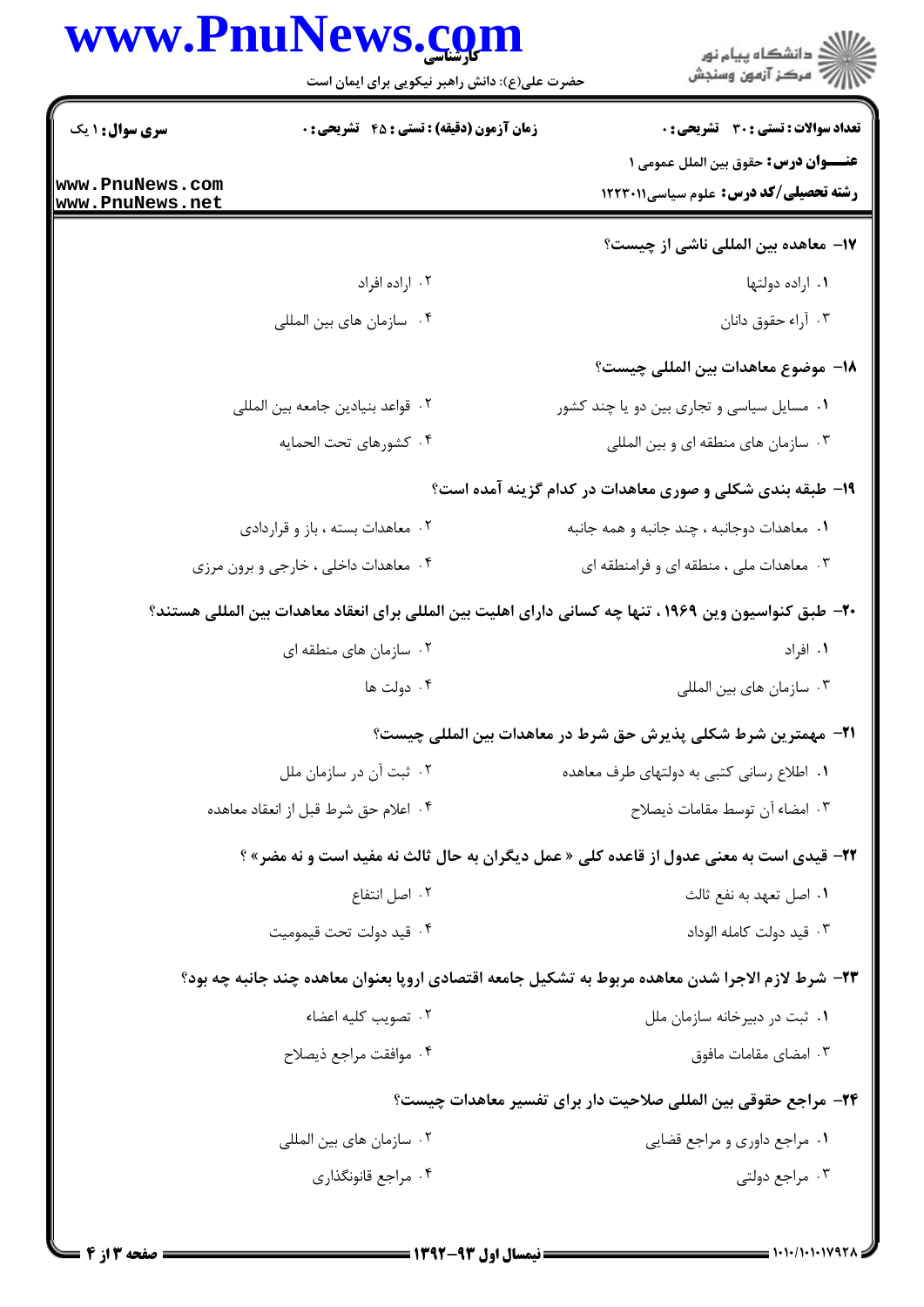**سری سوال:** ۱ یک

**زمان آزمون (دقیقه) : تستی : ۴۵ تشریحی : ۰**

**تعداد سوالات : تستی : ۳۰ تشریحی : ۰**

**عنـــوان درس:** حقوق بین الملل عمومی ۱

**رشته تحصیلی/کد درس:** علوم سیاسی۱۲۲۳۰۱۱

**۱۷- معاهده بین المللی ناشی از چیست؟**

۱. اراده دولتها
۲. اراده افراد
۳. آراء حقوق دانان
۴. سازمان های بین المللی

**۱۸- موضوع معاهدات بین المللی چیست؟**

۱. مسایل سیاسی و تجاری بین دو یا چند کشور
۲. قواعد بنیادین جامعه بین المللی
۳. سازمان های منطقه ای و بین المللی
۴. کشورهای تحت الحمایه

**۱۹- طبقه بندی شکلی و صوری معاهدات در کدام گزینه آمده است؟**

۱. معاهدات دوجانبه ، چند جانبه و همه جانبه
۲. معاهدات بسته ، باز و قراردادی
۳. معاهدات ملی ، منطقه ای و فرامنطقه ای
۴. معاهدات داخلی ، خارجی و برون مرزی

**۲۰- طبق کنواسیون وین ۱۹۶۹ ، تنها چه کسانی دارای اهلیت بین المللی برای انعقاد معاهدات بین المللی هستند؟**

۱. افراد
۲. سازمان های منطقه ای
۳. سازمان های بین المللی
۴. دولت ها

**۲۱- مهمترین شرط شکلی پذیرش حق شرط در معاهدات بین المللی چیست؟**

۱. اطلاع رسانی کتبی به دولتهای طرف معاهده
۲. ثبت آن در سازمان ملل
۳. امضاء آن توسط مقامات ذیصلاح
۴. اعلام حق شرط قبل از انعقاد معاهده

**۲۲- قیدی است به معنی عدول از قاعده کلی « عمل دیگران به حال ثالث نه مفید است و نه مضر» ؟**

۱. اصل تعهد به نفع ثالث
۲. اصل انتفاع
۳. قید دولت کامله الوداد
۴. قید دولت تحت قیمومیت

**۲۳- شرط لازم الاجرا شدن معاهده مربوط به تشکیل جامعه اقتصادی اروپا بعنوان معاهده چند جانبه چه بود؟**

۱. ثبت در دبیرخانه سازمان ملل
۲. تصویب کلیه اعضاء
۳. امضای مقامات مافوق
۴. موافقت مراجع ذیصلاح

**۲۴- مراجع حقوقی بین المللی صلاحیت دار برای تفسیر معاهدات چیست؟**

۱. مراجع داوری و مراجع قضایی
۲. سازمان های بین المللی
۳. مراجع دولتی
۴. مراجع قانونگذاری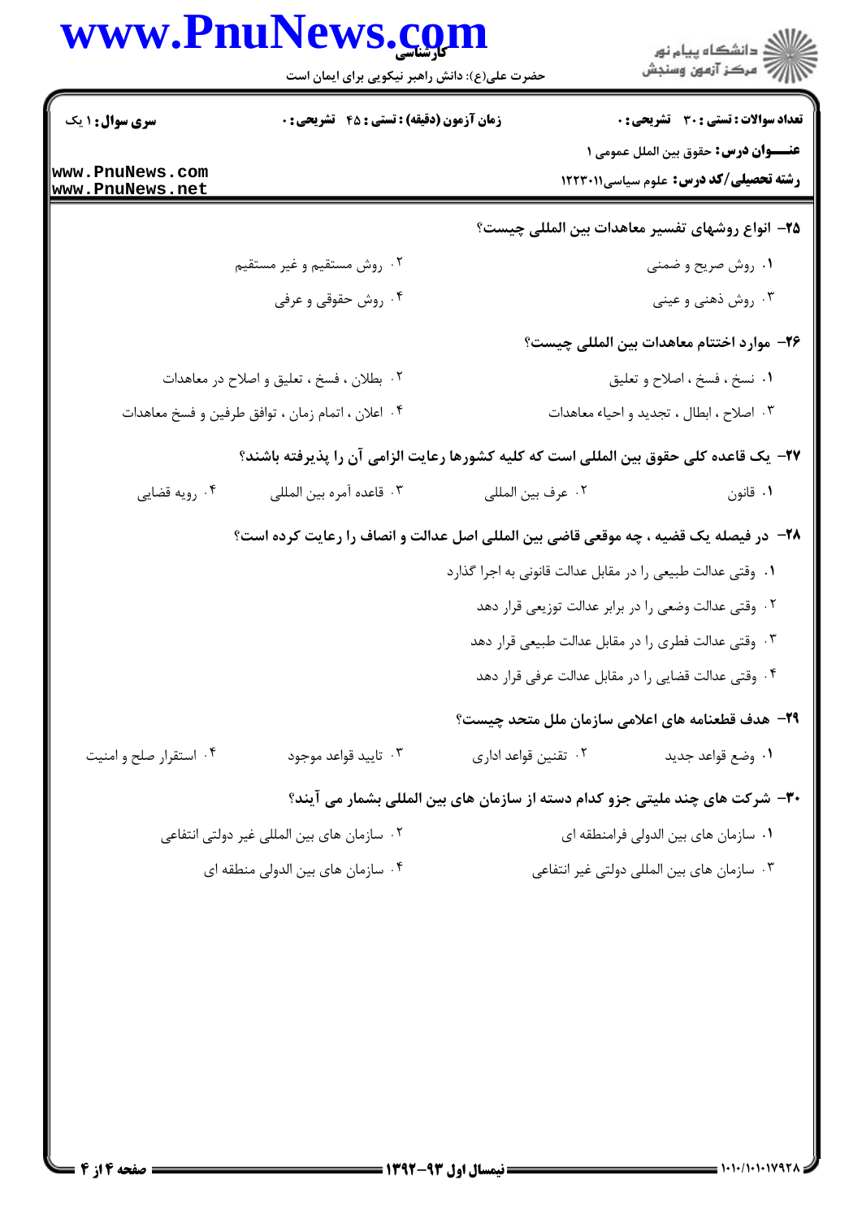**سری سوال:** ۱ یک

**زمان آزمون (دقیقه) : تستی : ۴۵ تشریحی : ۰**

**تعداد سوالات : تستی : ۳۰ تشریحی : ۰**

**عنـــوان درس:** حقوق بین الملل عمومی ۱

**رشته تحصیلی/کد درس:** علوم سیاسی۱۲۲۳۰۱۱

**۲۵- انواع روشهای تفسیر معاهدات بین المللی چیست؟**

۱. روش صریح و ضمنی

۲. روش مستقیم و غیر مستقیم

۳. روش ذهنی و عینی

۴. روش حقوقی و عرفی

**۲۶- موارد اختتام معاهدات بین المللی چیست؟**

۱. نسخ ، فسخ ، اصلاح و تعلیق

۲. بطلان ، فسخ ، تعلیق و اصلاح در معاهدات

۳. اصلاح ، ابطال ، تجدید و احیاء معاهدات

۴. اعلان ، اتمام زمان ، توافق طرفین و فسخ معاهدات

**۲۷- یک قاعده کلی حقوق بین المللی است که کلیه کشورها رعایت الزامی آن را پذیرفته باشند؟**

۱. قانون

۲. عرف بین المللی

۳. قاعده آمره بین المللی

۴. رویه قضایی

**۲۸- در فیصله یک قضیه ، چه موقعی قاضی بین المللی اصل عدالت و انصاف را رعایت کرده است؟**

۱. وقتی عدالت طبیعی را در مقابل عدالت قانونی به اجرا گذارد

۲. وقتی عدالت وضعی را در برابر عدالت توزیعی قرار دهد

۳. وقتی عدالت فطری را در مقابل عدالت طبیعی قرار دهد

۴. وقتی عدالت قضایی را در مقابل عدالت عرفی قرار دهد

**۲۹- هدف قطعنامه های اعلامی سازمان ملل متحد چیست؟**

۱. وضع قواعد جدید

۲. تقنین قواعد اداری

۳. تایید قواعد موجود

۴. استقرار صلح و امنیت

**۳۰- شرکت های چند ملیتی جزو کدام دسته از سازمان های بین المللی بشمار می آیند؟**

۱. سازمان های بین الدولی فرامنطقه ای

۲. سازمان های بین المللی غیر دولتی انتفاعی

۳. سازمان های بین المللی دولتی غیر انتفاعی

۴. سازمان های بین الدولی منطقه ای